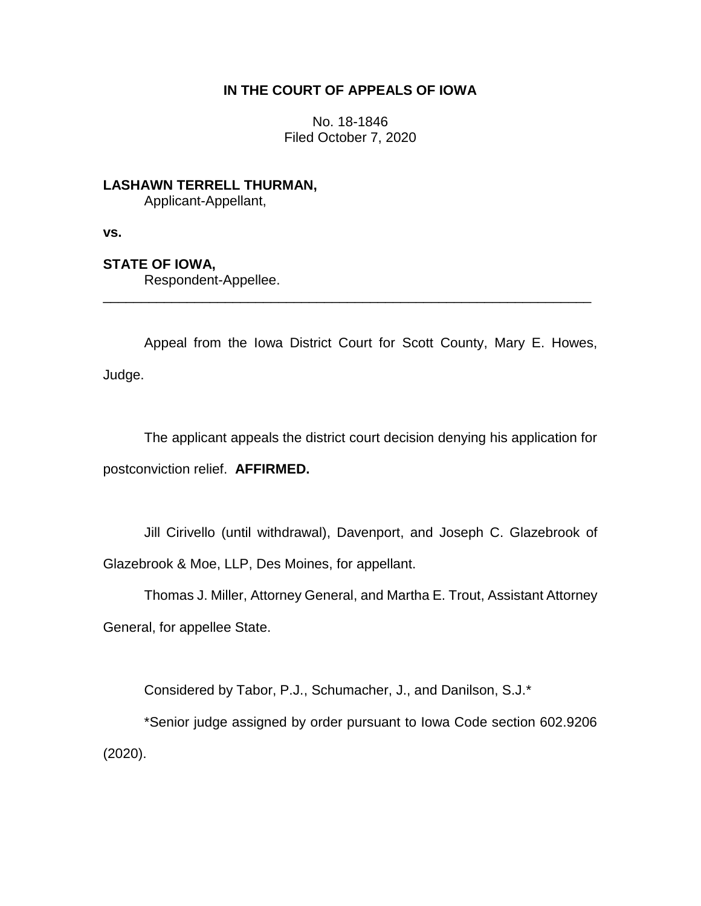**IN THE COURT OF APPEALS OF IOWA**

No. 18-1846
Filed October 7, 2020

**LASHAWN TERRELL THURMAN,**
Applicant-Appellant,

**vs.**

**STATE OF IOWA,**
Respondent-Appellee.

---

Appeal from the Iowa District Court for Scott County, Mary E. Howes, Judge.

The applicant appeals the district court decision denying his application for postconviction relief. **AFFIRMED.**

Jill Cirivello (until withdrawal), Davenport, and Joseph C. Glazebrook of Glazebrook & Moe, LLP, Des Moines, for appellant.

Thomas J. Miller, Attorney General, and Martha E. Trout, Assistant Attorney General, for appellee State.

Considered by Tabor, P.J., Schumacher, J., and Danilson, S.J.*

*Senior judge assigned by order pursuant to Iowa Code section 602.9206 (2020).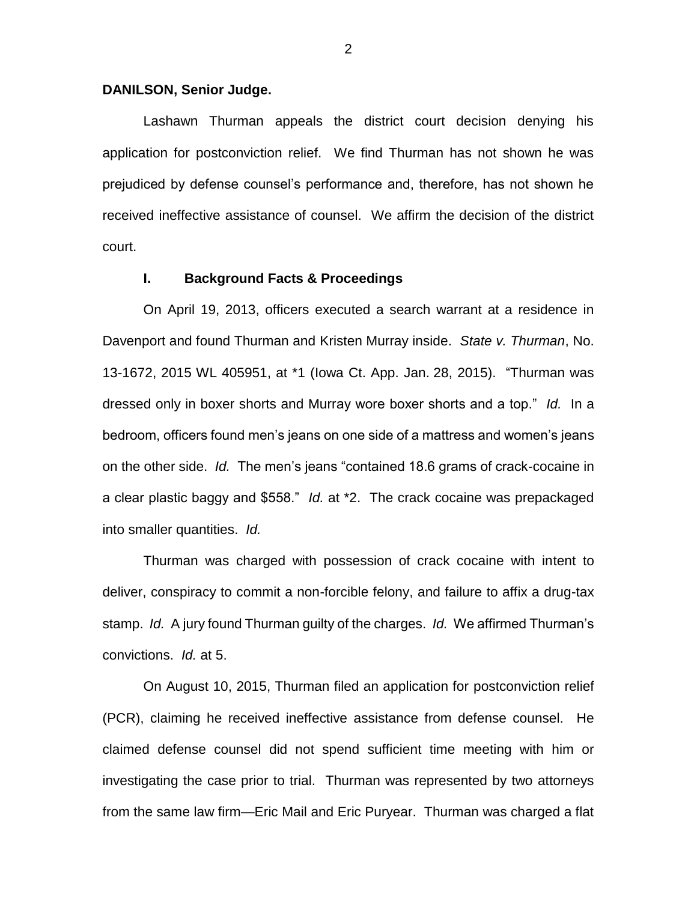**DANILSON, Senior Judge.**

Lashawn Thurman appeals the district court decision denying his application for postconviction relief. We find Thurman has not shown he was prejudiced by defense counsel's performance and, therefore, has not shown he received ineffective assistance of counsel. We affirm the decision of the district court.

## I. Background Facts & Proceedings

On April 19, 2013, officers executed a search warrant at a residence in Davenport and found Thurman and Kristen Murray inside. *State v. Thurman*, No. 13-1672, 2015 WL 405951, at *1 (Iowa Ct. App. Jan. 28, 2015). "Thurman was dressed only in boxer shorts and Murray wore boxer shorts and a top." *Id.* In a bedroom, officers found men's jeans on one side of a mattress and women's jeans on the other side. *Id.* The men's jeans "contained 18.6 grams of crack-cocaine in a clear plastic baggy and $558." *Id.* at *2. The crack cocaine was prepackaged into smaller quantities. *Id.*

Thurman was charged with possession of crack cocaine with intent to deliver, conspiracy to commit a non-forcible felony, and failure to affix a drug-tax stamp. *Id.* A jury found Thurman guilty of the charges. *Id.* We affirmed Thurman's convictions. *Id.* at 5.

On August 10, 2015, Thurman filed an application for postconviction relief (PCR), claiming he received ineffective assistance from defense counsel. He claimed defense counsel did not spend sufficient time meeting with him or investigating the case prior to trial. Thurman was represented by two attorneys from the same law firm—Eric Mail and Eric Puryear. Thurman was charged a flat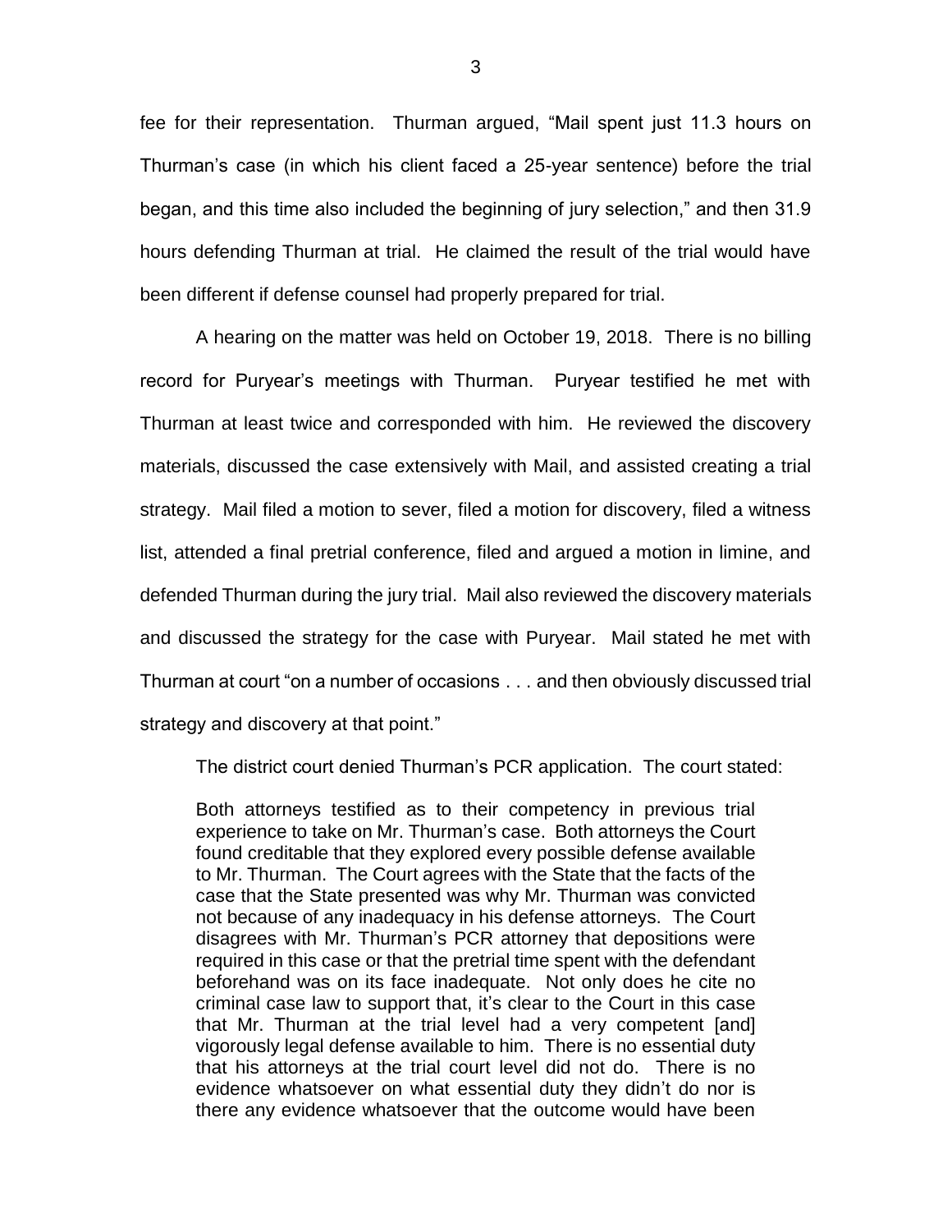fee for their representation. Thurman argued, "Mail spent just 11.3 hours on Thurman's case (in which his client faced a 25-year sentence) before the trial began, and this time also included the beginning of jury selection," and then 31.9 hours defending Thurman at trial. He claimed the result of the trial would have been different if defense counsel had properly prepared for trial.

A hearing on the matter was held on October 19, 2018. There is no billing record for Puryear's meetings with Thurman. Puryear testified he met with Thurman at least twice and corresponded with him. He reviewed the discovery materials, discussed the case extensively with Mail, and assisted creating a trial strategy. Mail filed a motion to sever, filed a motion for discovery, filed a witness list, attended a final pretrial conference, filed and argued a motion in limine, and defended Thurman during the jury trial. Mail also reviewed the discovery materials and discussed the strategy for the case with Puryear. Mail stated he met with Thurman at court "on a number of occasions . . . and then obviously discussed trial strategy and discovery at that point."

The district court denied Thurman's PCR application. The court stated:

> Both attorneys testified as to their competency in previous trial experience to take on Mr. Thurman's case. Both attorneys the Court found creditable that they explored every possible defense available to Mr. Thurman. The Court agrees with the State that the facts of the case that the State presented was why Mr. Thurman was convicted not because of any inadequacy in his defense attorneys. The Court disagrees with Mr. Thurman's PCR attorney that depositions were required in this case or that the pretrial time spent with the defendant beforehand was on its face inadequate. Not only does he cite no criminal case law to support that, it's clear to the Court in this case that Mr. Thurman at the trial level had a very competent [and] vigorously legal defense available to him. There is no essential duty that his attorneys at the trial court level did not do. There is no evidence whatsoever on what essential duty they didn't do nor is there any evidence whatsoever that the outcome would have been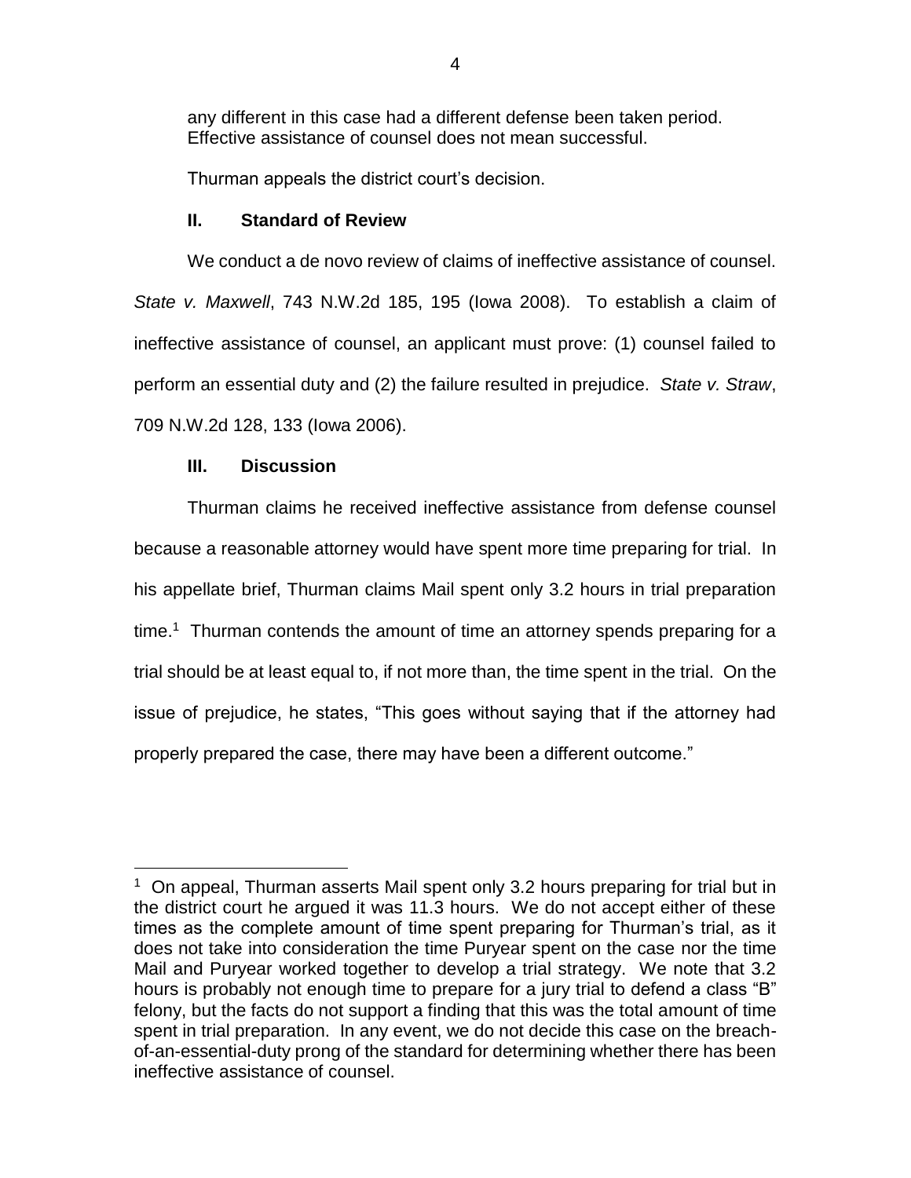any different in this case had a different defense been taken period. Effective assistance of counsel does not mean successful.

Thurman appeals the district court's decision.

## II. Standard of Review

We conduct a de novo review of claims of ineffective assistance of counsel. *State v. Maxwell*, 743 N.W.2d 185, 195 (Iowa 2008). To establish a claim of ineffective assistance of counsel, an applicant must prove: (1) counsel failed to perform an essential duty and (2) the failure resulted in prejudice. *State v. Straw*, 709 N.W.2d 128, 133 (Iowa 2006).

## III. Discussion

Thurman claims he received ineffective assistance from defense counsel because a reasonable attorney would have spent more time preparing for trial. In his appellate brief, Thurman claims Mail spent only 3.2 hours in trial preparation time.[1] Thurman contends the amount of time an attorney spends preparing for a trial should be at least equal to, if not more than, the time spent in the trial. On the issue of prejudice, he states, "This goes without saying that if the attorney had properly prepared the case, there may have been a different outcome."

---

[1] On appeal, Thurman asserts Mail spent only 3.2 hours preparing for trial but in the district court he argued it was 11.3 hours. We do not accept either of these times as the complete amount of time spent preparing for Thurman's trial, as it does not take into consideration the time Puryear spent on the case nor the time Mail and Puryear worked together to develop a trial strategy. We note that 3.2 hours is probably not enough time to prepare for a jury trial to defend a class "B" felony, but the facts do not support a finding that this was the total amount of time spent in trial preparation. In any event, we do not decide this case on the breach-of-an-essential-duty prong of the standard for determining whether there has been ineffective assistance of counsel.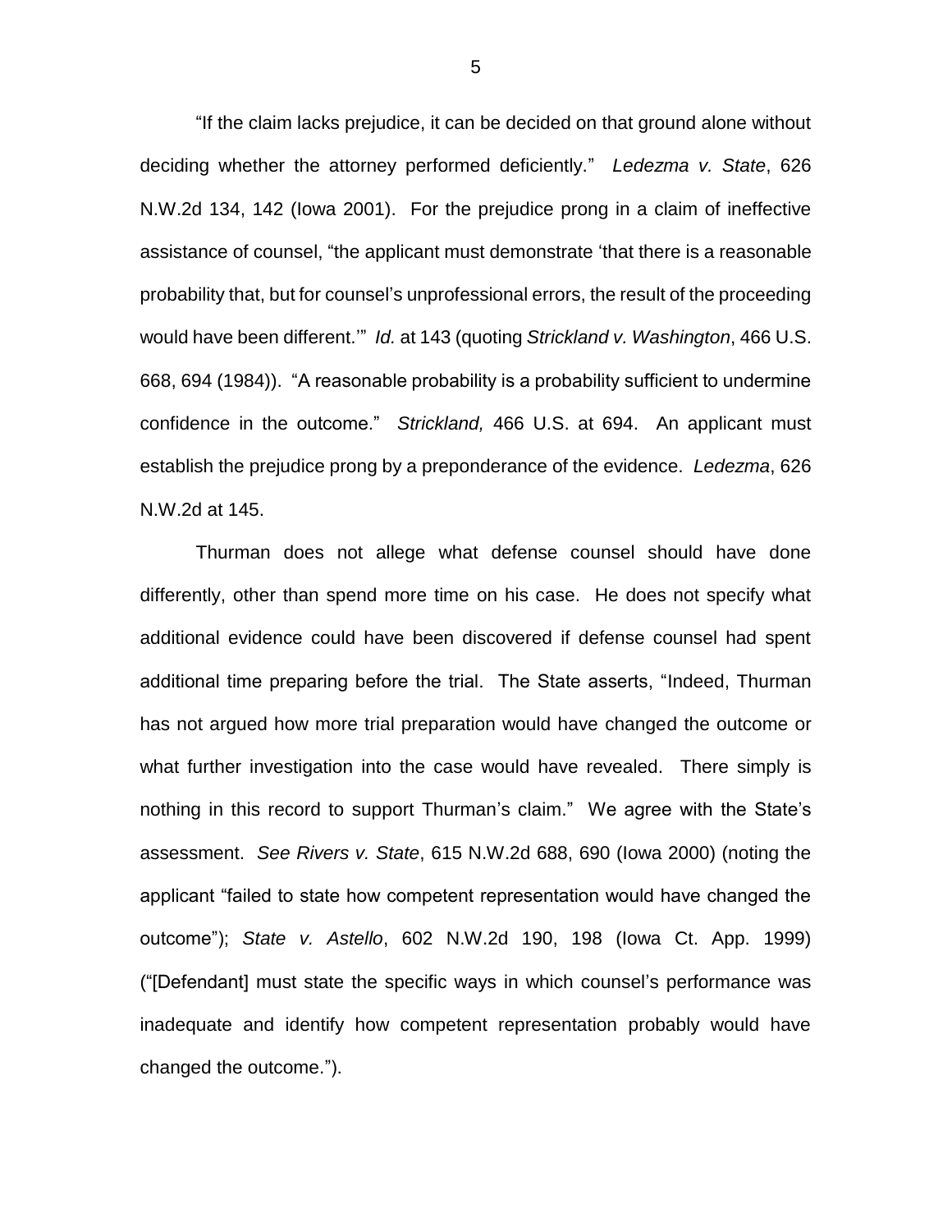"If the claim lacks prejudice, it can be decided on that ground alone without deciding whether the attorney performed deficiently." *Ledezma v. State*, 626 N.W.2d 134, 142 (Iowa 2001). For the prejudice prong in a claim of ineffective assistance of counsel, "the applicant must demonstrate 'that there is a reasonable probability that, but for counsel's unprofessional errors, the result of the proceeding would have been different.'" *Id.* at 143 (quoting *Strickland v. Washington*, 466 U.S. 668, 694 (1984)). "A reasonable probability is a probability sufficient to undermine confidence in the outcome." *Strickland,* 466 U.S. at 694. An applicant must establish the prejudice prong by a preponderance of the evidence. *Ledezma*, 626 N.W.2d at 145.

Thurman does not allege what defense counsel should have done differently, other than spend more time on his case. He does not specify what additional evidence could have been discovered if defense counsel had spent additional time preparing before the trial. The State asserts, "Indeed, Thurman has not argued how more trial preparation would have changed the outcome or what further investigation into the case would have revealed. There simply is nothing in this record to support Thurman's claim." We agree with the State's assessment. *See Rivers v. State*, 615 N.W.2d 688, 690 (Iowa 2000) (noting the applicant "failed to state how competent representation would have changed the outcome"); *State v. Astello*, 602 N.W.2d 190, 198 (Iowa Ct. App. 1999) ("[Defendant] must state the specific ways in which counsel's performance was inadequate and identify how competent representation probably would have changed the outcome.").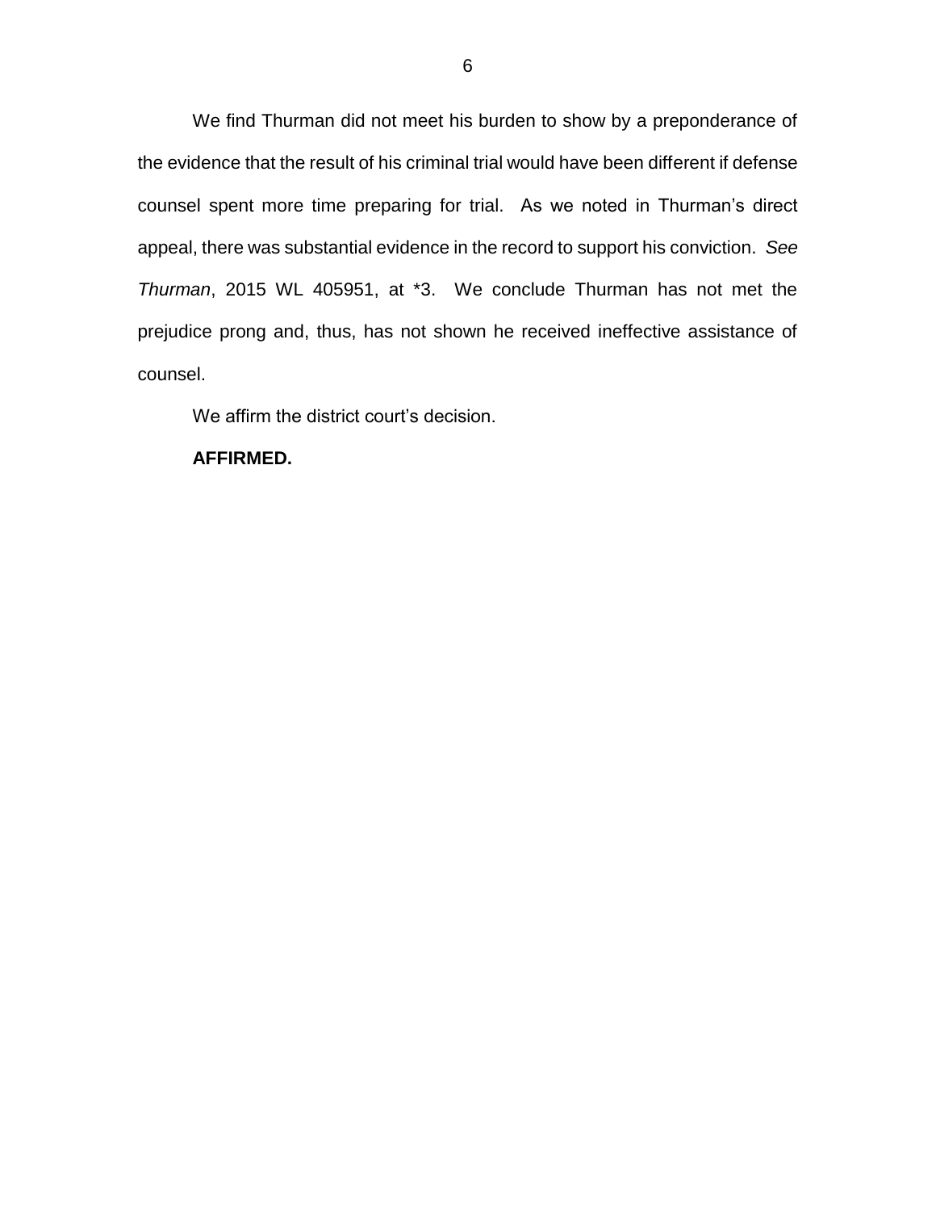We find Thurman did not meet his burden to show by a preponderance of the evidence that the result of his criminal trial would have been different if defense counsel spent more time preparing for trial. As we noted in Thurman's direct appeal, there was substantial evidence in the record to support his conviction. *See Thurman*, 2015 WL 405951, at *3. We conclude Thurman has not met the prejudice prong and, thus, has not shown he received ineffective assistance of counsel.

We affirm the district court's decision.

**AFFIRMED.**